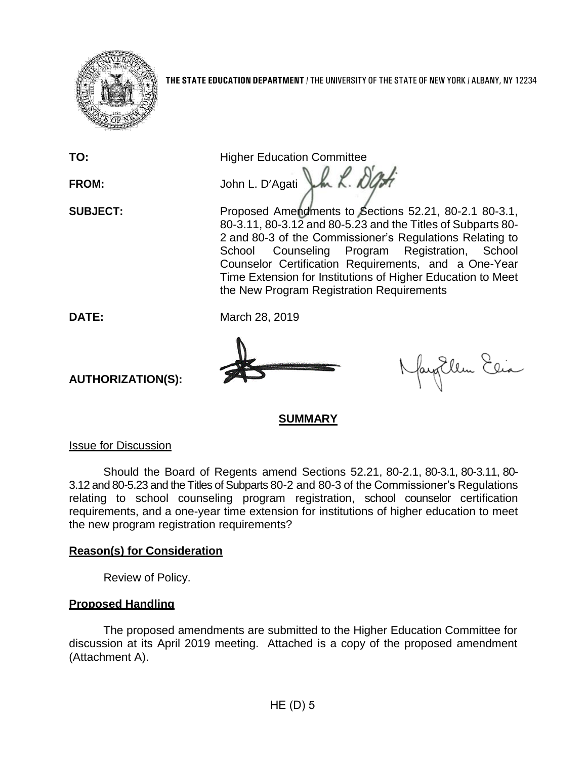**THE STATE EDUCATION DEPARTMENT** / THE UNIVERSITY OF THE STATE OF NEW YORK / ALBANY, NY 12234

**TO:** Higher Education Committee

**FROM:** John L. D'Agati

**SUBJECT:** Proposed Amendments to Sections 52.21, 80-2.1 80-3.1, 80-3.11, 80-3.12 and 80-5.23 and the Titles of Subparts 80-2 and 80-3 of the Commissioner's Regulations Relating to School Counseling Program Registration, School Counselor Certification Requirements, and a One-Year Time Extension for Institutions of Higher Education to Meet the New Program Registration Requirements

**DATE:** March 28, 2019

**AUTHORIZATION(S):**

## SUMMARY

Issue for Discussion

Should the Board of Regents amend Sections 52.21, 80-2.1, 80-3.1, 80-3.11, 80-3.12 and 80-5.23 and the Titles of Subparts 80-2 and 80-3 of the Commissioner's Regulations relating to school counseling program registration, school counselor certification requirements, and a one-year time extension for institutions of higher education to meet the new program registration requirements?

**Reason(s) for Consideration**

Review of Policy.

**Proposed Handling**

The proposed amendments are submitted to the Higher Education Committee for discussion at its April 2019 meeting. Attached is a copy of the proposed amendment (Attachment A).

HE (D) 5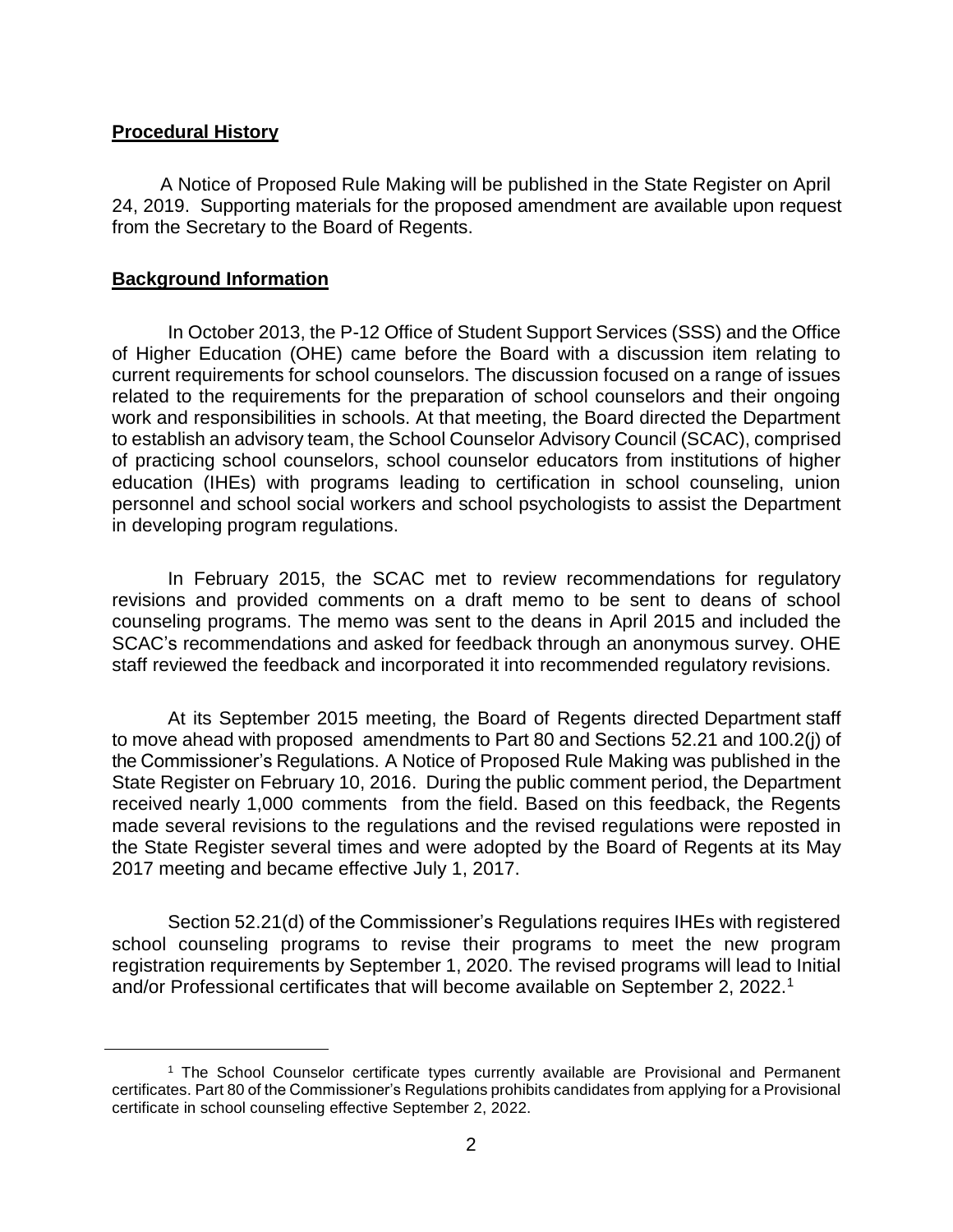## Procedural History

A Notice of Proposed Rule Making will be published in the State Register on April 24, 2019. Supporting materials for the proposed amendment are available upon request from the Secretary to the Board of Regents.

## Background Information

In October 2013, the P-12 Office of Student Support Services (SSS) and the Office of Higher Education (OHE) came before the Board with a discussion item relating to current requirements for school counselors. The discussion focused on a range of issues related to the requirements for the preparation of school counselors and their ongoing work and responsibilities in schools. At that meeting, the Board directed the Department to establish an advisory team, the School Counselor Advisory Council (SCAC), comprised of practicing school counselors, school counselor educators from institutions of higher education (IHEs) with programs leading to certification in school counseling, union personnel and school social workers and school psychologists to assist the Department in developing program regulations.

In February 2015, the SCAC met to review recommendations for regulatory revisions and provided comments on a draft memo to be sent to deans of school counseling programs. The memo was sent to the deans in April 2015 and included the SCAC's recommendations and asked for feedback through an anonymous survey. OHE staff reviewed the feedback and incorporated it into recommended regulatory revisions.

At its September 2015 meeting, the Board of Regents directed Department staff to move ahead with proposed amendments to Part 80 and Sections 52.21 and 100.2(j) of the Commissioner's Regulations. A Notice of Proposed Rule Making was published in the State Register on February 10, 2016. During the public comment period, the Department received nearly 1,000 comments from the field. Based on this feedback, the Regents made several revisions to the regulations and the revised regulations were reposted in the State Register several times and were adopted by the Board of Regents at its May 2017 meeting and became effective July 1, 2017.

Section 52.21(d) of the Commissioner's Regulations requires IHEs with registered school counseling programs to revise their programs to meet the new program registration requirements by September 1, 2020. The revised programs will lead to Initial and/or Professional certificates that will become available on September 2, 2022.[1]

[1] The School Counselor certificate types currently available are Provisional and Permanent certificates. Part 80 of the Commissioner's Regulations prohibits candidates from applying for a Provisional certificate in school counseling effective September 2, 2022.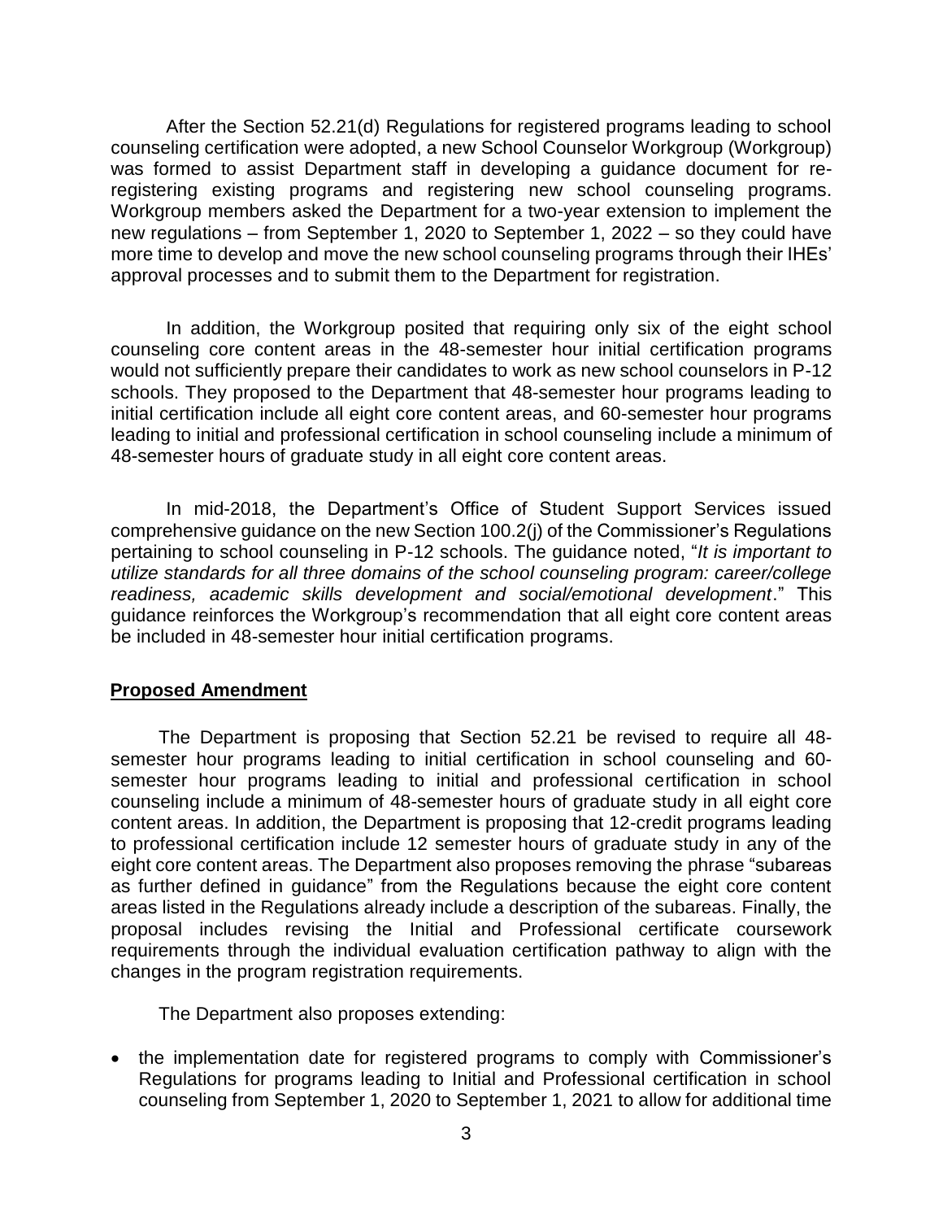After the Section 52.21(d) Regulations for registered programs leading to school counseling certification were adopted, a new School Counselor Workgroup (Workgroup) was formed to assist Department staff in developing a guidance document for re-registering existing programs and registering new school counseling programs. Workgroup members asked the Department for a two-year extension to implement the new regulations – from September 1, 2020 to September 1, 2022 – so they could have more time to develop and move the new school counseling programs through their IHEs' approval processes and to submit them to the Department for registration.

In addition, the Workgroup posited that requiring only six of the eight school counseling core content areas in the 48-semester hour initial certification programs would not sufficiently prepare their candidates to work as new school counselors in P-12 schools. They proposed to the Department that 48-semester hour programs leading to initial certification include all eight core content areas, and 60-semester hour programs leading to initial and professional certification in school counseling include a minimum of 48-semester hours of graduate study in all eight core content areas.

In mid-2018, the Department's Office of Student Support Services issued comprehensive guidance on the new Section 100.2(j) of the Commissioner's Regulations pertaining to school counseling in P-12 schools. The guidance noted, "*It is important to utilize standards for all three domains of the school counseling program: career/college readiness, academic skills development and social/emotional development*." This guidance reinforces the Workgroup's recommendation that all eight core content areas be included in 48-semester hour initial certification programs.

## Proposed Amendment

The Department is proposing that Section 52.21 be revised to require all 48-semester hour programs leading to initial certification in school counseling and 60-semester hour programs leading to initial and professional certification in school counseling include a minimum of 48-semester hours of graduate study in all eight core content areas. In addition, the Department is proposing that 12-credit programs leading to professional certification include 12 semester hours of graduate study in any of the eight core content areas. The Department also proposes removing the phrase "subareas as further defined in guidance" from the Regulations because the eight core content areas listed in the Regulations already include a description of the subareas. Finally, the proposal includes revising the Initial and Professional certificate coursework requirements through the individual evaluation certification pathway to align with the changes in the program registration requirements.

The Department also proposes extending:

- the implementation date for registered programs to comply with Commissioner's Regulations for programs leading to Initial and Professional certification in school counseling from September 1, 2020 to September 1, 2021 to allow for additional time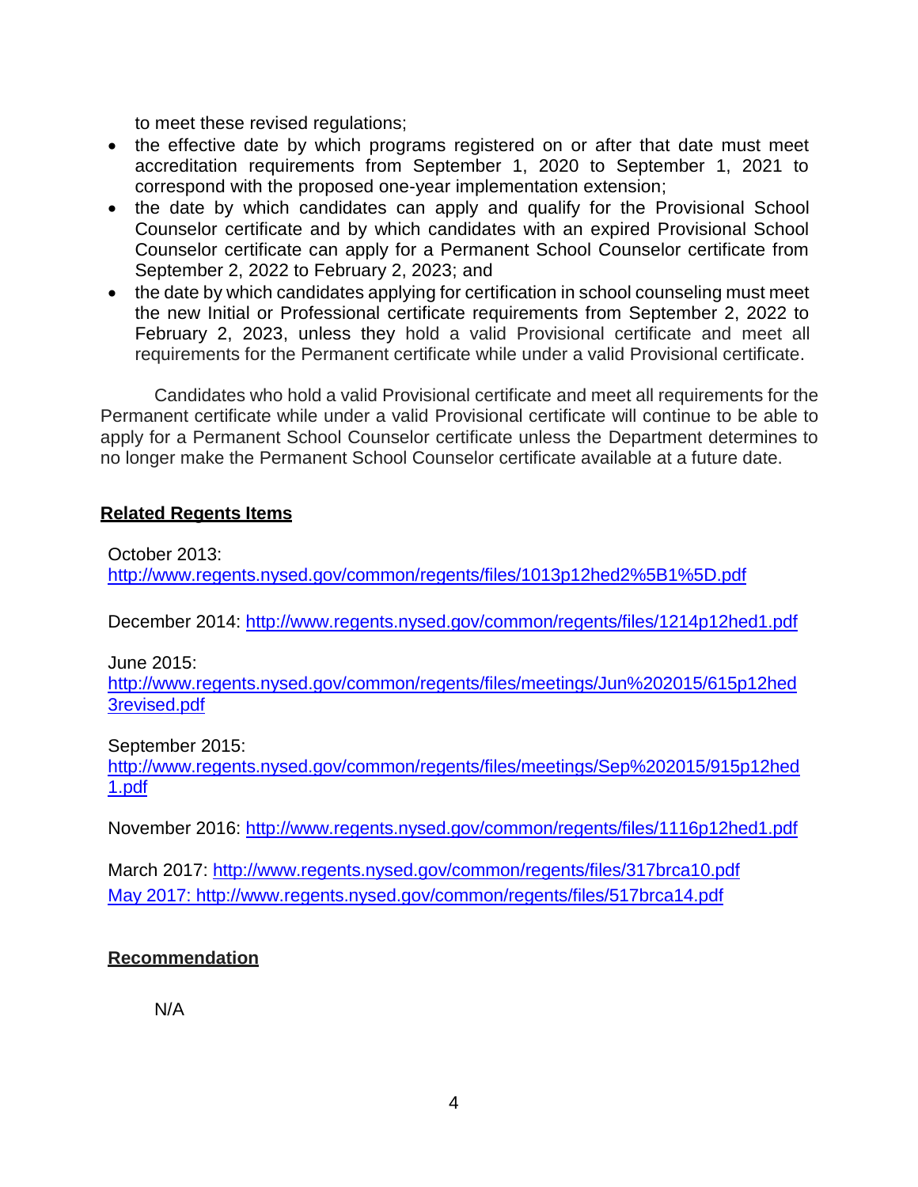to meet these revised regulations;

- the effective date by which programs registered on or after that date must meet accreditation requirements from September 1, 2020 to September 1, 2021 to correspond with the proposed one-year implementation extension;
- the date by which candidates can apply and qualify for the Provisional School Counselor certificate and by which candidates with an expired Provisional School Counselor certificate can apply for a Permanent School Counselor certificate from September 2, 2022 to February 2, 2023; and
- the date by which candidates applying for certification in school counseling must meet the new Initial or Professional certificate requirements from September 2, 2022 to February 2, 2023, unless they hold a valid Provisional certificate and meet all requirements for the Permanent certificate while under a valid Provisional certificate.

Candidates who hold a valid Provisional certificate and meet all requirements for the Permanent certificate while under a valid Provisional certificate will continue to be able to apply for a Permanent School Counselor certificate unless the Department determines to no longer make the Permanent School Counselor certificate available at a future date.

**Related Regents Items**

October 2013:
http://www.regents.nysed.gov/common/regents/files/1013p12hed2%5B1%5D.pdf

December 2014: http://www.regents.nysed.gov/common/regents/files/1214p12hed1.pdf

June 2015:
http://www.regents.nysed.gov/common/regents/files/meetings/Jun%202015/615p12hed3revised.pdf

September 2015:
http://www.regents.nysed.gov/common/regents/files/meetings/Sep%202015/915p12hed1.pdf

November 2016: http://www.regents.nysed.gov/common/regents/files/1116p12hed1.pdf

March 2017: http://www.regents.nysed.gov/common/regents/files/317brca10.pdf
May 2017: http://www.regents.nysed.gov/common/regents/files/517brca14.pdf

**Recommendation**

N/A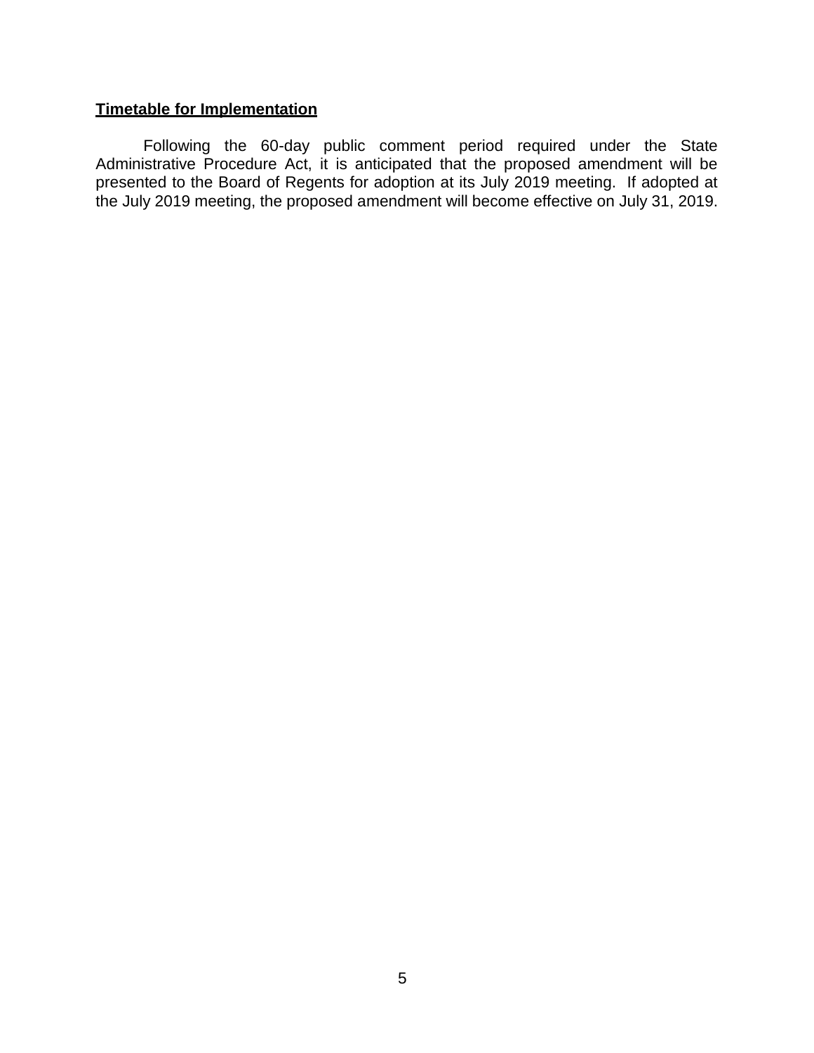**Timetable for Implementation**

Following the 60-day public comment period required under the State Administrative Procedure Act, it is anticipated that the proposed amendment will be presented to the Board of Regents for adoption at its July 2019 meeting. If adopted at the July 2019 meeting, the proposed amendment will become effective on July 31, 2019.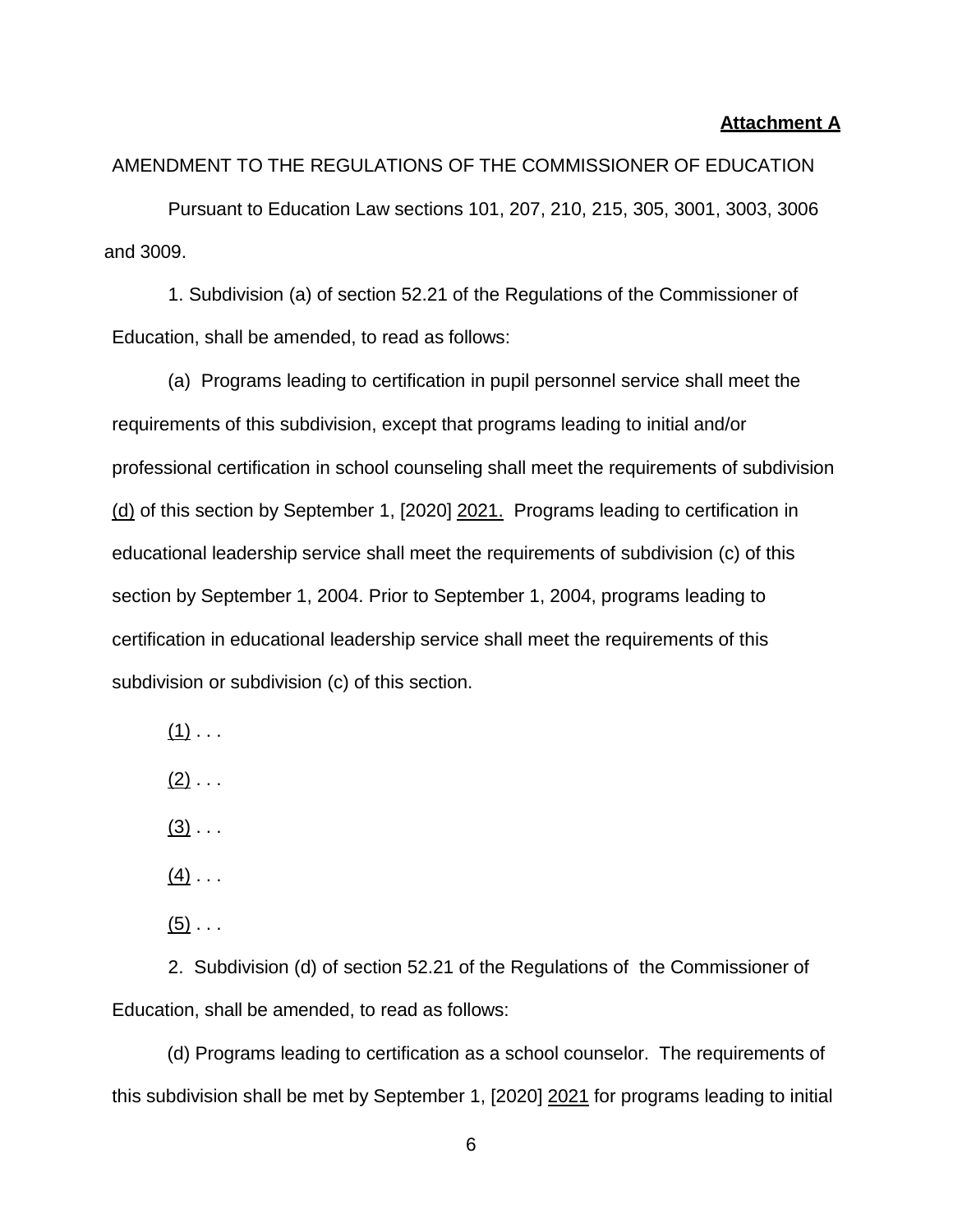**Attachment A**

AMENDMENT TO THE REGULATIONS OF THE COMMISSIONER OF EDUCATION

Pursuant to Education Law sections 101, 207, 210, 215, 305, 3001, 3003, 3006 and 3009.

1. Subdivision (a) of section 52.21 of the Regulations of the Commissioner of Education, shall be amended, to read as follows:

(a) Programs leading to certification in pupil personnel service shall meet the requirements of this subdivision, except that programs leading to initial and/or professional certification in school counseling shall meet the requirements of subdivision <u>(d)</u> of this section by September 1, [2020] <u>2021.</u> Programs leading to certification in educational leadership service shall meet the requirements of subdivision (c) of this section by September 1, 2004. Prior to September 1, 2004, programs leading to certification in educational leadership service shall meet the requirements of this subdivision or subdivision (c) of this section.

<u>(1)</u> . . .

<u>(2)</u> . . .

<u>(3)</u> . . .

<u>(4)</u> . . .

<u>(5)</u> . . .

2. Subdivision (d) of section 52.21 of the Regulations of the Commissioner of Education, shall be amended, to read as follows:

(d) Programs leading to certification as a school counselor. The requirements of this subdivision shall be met by September 1, [2020] <u>2021</u> for programs leading to initial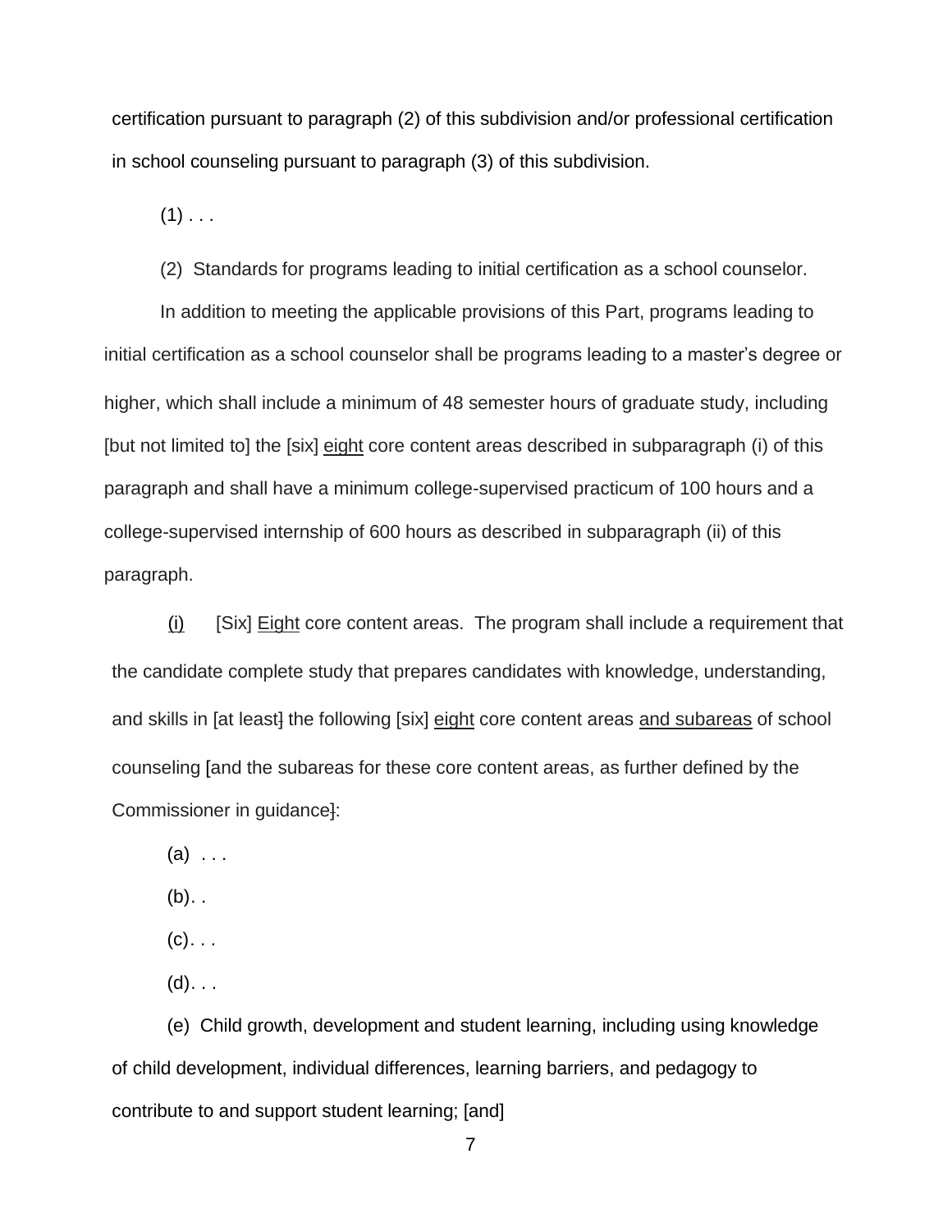certification pursuant to paragraph (2) of this subdivision and/or professional certification in school counseling pursuant to paragraph (3) of this subdivision.

(1) . . .

(2) Standards for programs leading to initial certification as a school counselor.

In addition to meeting the applicable provisions of this Part, programs leading to initial certification as a school counselor shall be programs leading to a master's degree or higher, which shall include a minimum of 48 semester hours of graduate study, including [but not limited to] the [six] <u>eight</u> core content areas described in subparagraph (i) of this paragraph and shall have a minimum college-supervised practicum of 100 hours and a college-supervised internship of 600 hours as described in subparagraph (ii) of this paragraph.

<u>(i)</u> [Six] <u>Eight</u> core content areas. The program shall include a requirement that the candidate complete study that prepares candidates with knowledge, understanding, and skills in [at least] the following [six] <u>eight</u> core content areas <u>and subareas</u> of school counseling [and the subareas for these core content areas, as further defined by the Commissioner in guidance]:

(a) . . .

(b). .

(c). . .

(d). . .

(e) Child growth, development and student learning, including using knowledge of child development, individual differences, learning barriers, and pedagogy to contribute to and support student learning; [and]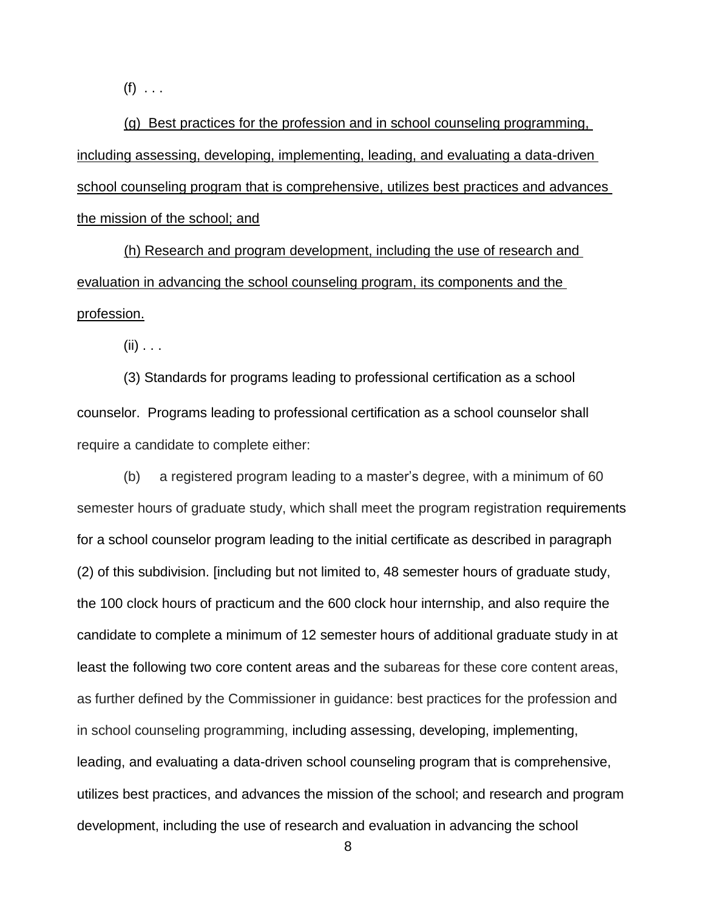(f) . . .

<u>(g) Best practices for the profession and in school counseling programming, including assessing, developing, implementing, leading, and evaluating a data-driven school counseling program that is comprehensive, utilizes best practices and advances the mission of the school; and</u>

<u>(h) Research and program development, including the use of research and evaluation in advancing the school counseling program, its components and the profession.</u>

(ii) . . .

(3) Standards for programs leading to professional certification as a school counselor. Programs leading to professional certification as a school counselor shall require a candidate to complete either:

(b) a registered program leading to a master's degree, with a minimum of 60 semester hours of graduate study, which shall meet the program registration requirements for a school counselor program leading to the initial certificate as described in paragraph (2) of this subdivision. [including but not limited to, 48 semester hours of graduate study, the 100 clock hours of practicum and the 600 clock hour internship, and also require the candidate to complete a minimum of 12 semester hours of additional graduate study in at least the following two core content areas and the subareas for these core content areas, as further defined by the Commissioner in guidance: best practices for the profession and in school counseling programming, including assessing, developing, implementing, leading, and evaluating a data-driven school counseling program that is comprehensive, utilizes best practices, and advances the mission of the school; and research and program development, including the use of research and evaluation in advancing the school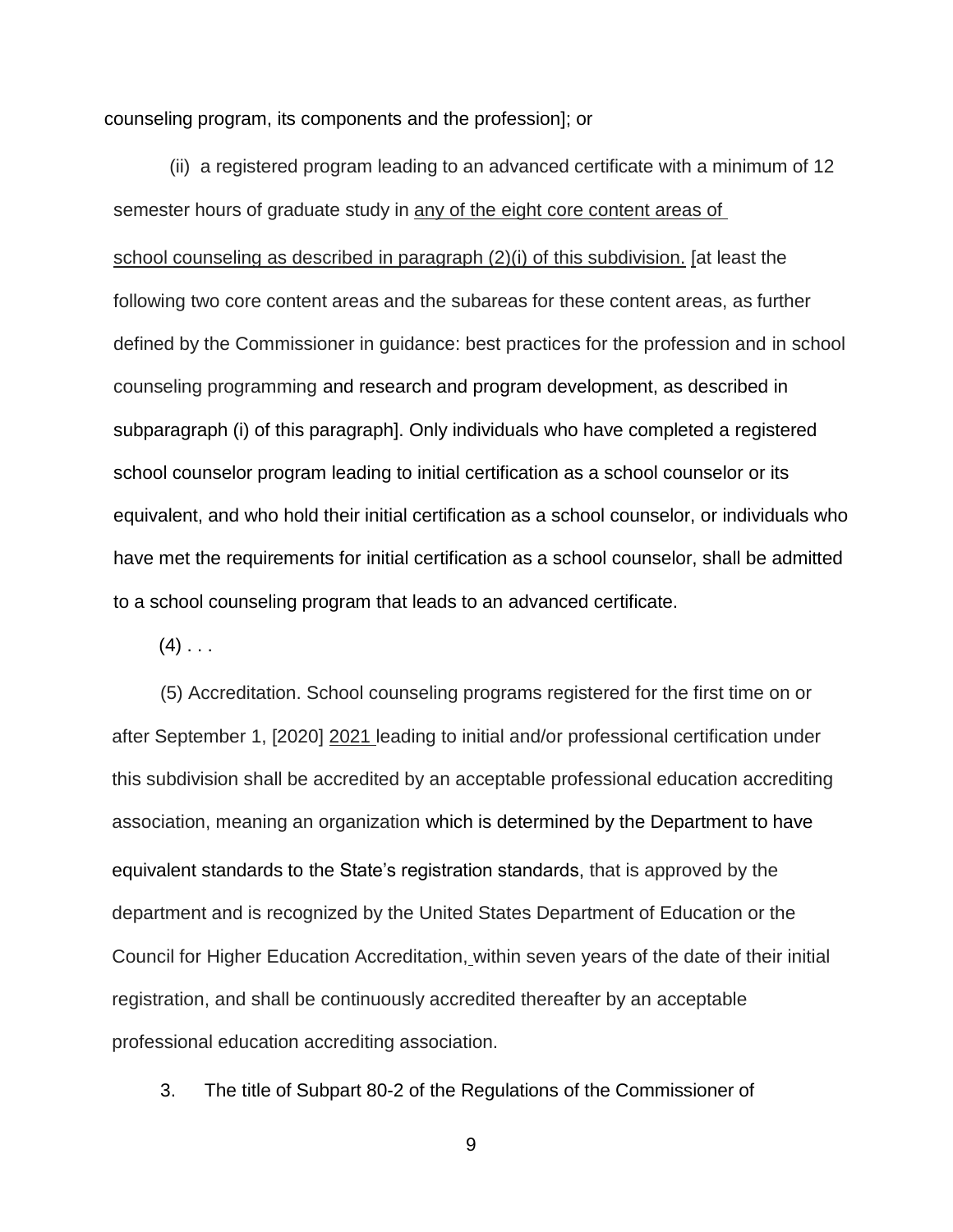counseling program, its components and the profession]; or

(ii) a registered program leading to an advanced certificate with a minimum of 12 semester hours of graduate study in <u>any of the eight core content areas of school counseling as described in paragraph (2)(i) of this subdivision.</u> [at least the following two core content areas and the subareas for these content areas, as further defined by the Commissioner in guidance: best practices for the profession and in school counseling programming and research and program development, as described in subparagraph (i) of this paragraph]. Only individuals who have completed a registered school counselor program leading to initial certification as a school counselor or its equivalent, and who hold their initial certification as a school counselor, or individuals who have met the requirements for initial certification as a school counselor, shall be admitted to a school counseling program that leads to an advanced certificate.

(4) . . .

(5) Accreditation. School counseling programs registered for the first time on or after September 1, [2020] <u>2021</u> leading to initial and/or professional certification under this subdivision shall be accredited by an acceptable professional education accrediting association, meaning an organization which is determined by the Department to have equivalent standards to the State's registration standards, that is approved by the department and is recognized by the United States Department of Education or the Council for Higher Education Accreditation, within seven years of the date of their initial registration, and shall be continuously accredited thereafter by an acceptable professional education accrediting association.

3. The title of Subpart 80-2 of the Regulations of the Commissioner of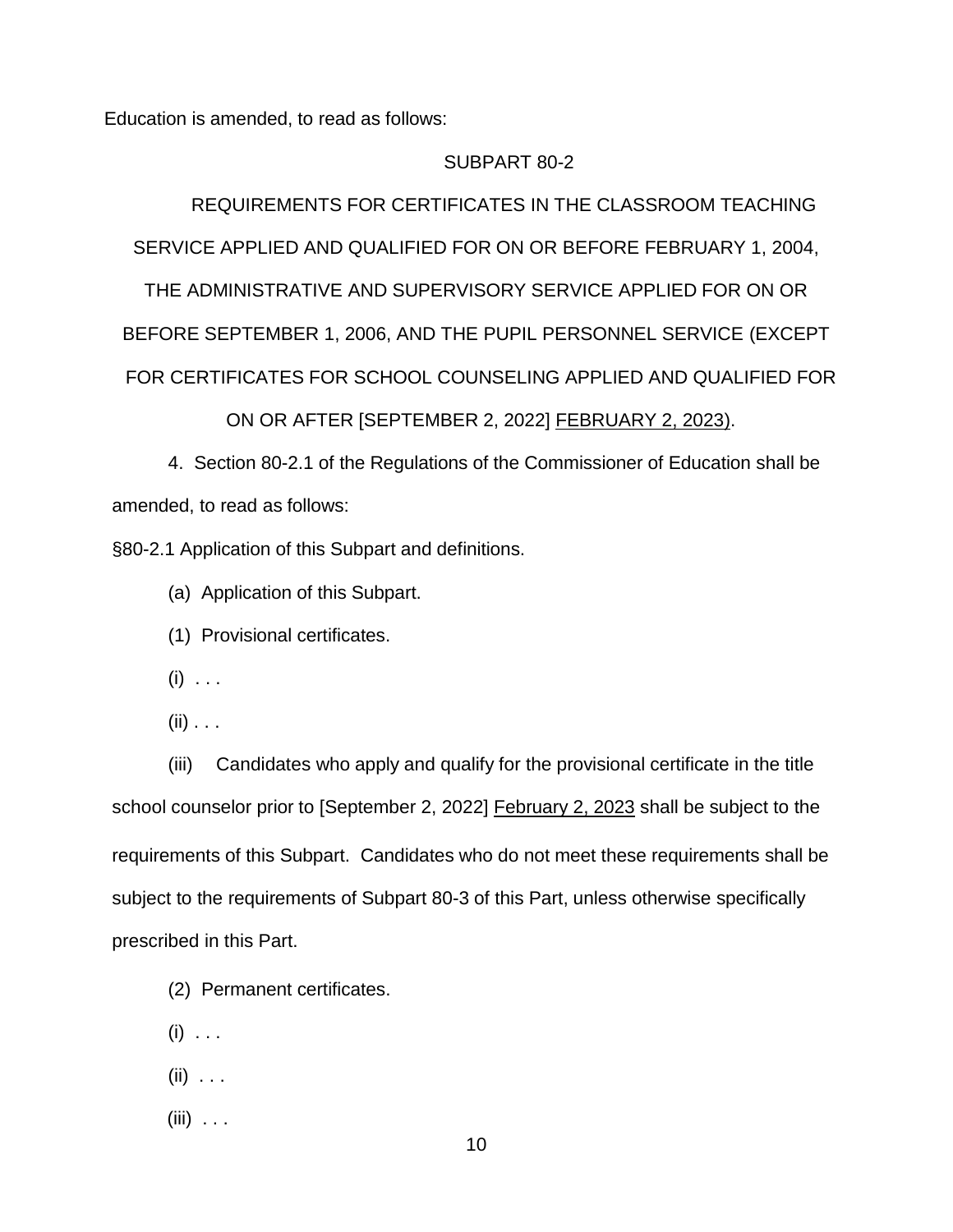Education is amended, to read as follows:

SUBPART 80-2

REQUIREMENTS FOR CERTIFICATES IN THE CLASSROOM TEACHING SERVICE APPLIED AND QUALIFIED FOR ON OR BEFORE FEBRUARY 1, 2004, THE ADMINISTRATIVE AND SUPERVISORY SERVICE APPLIED FOR ON OR BEFORE SEPTEMBER 1, 2006, AND THE PUPIL PERSONNEL SERVICE (EXCEPT FOR CERTIFICATES FOR SCHOOL COUNSELING APPLIED AND QUALIFIED FOR ON OR AFTER [SEPTEMBER 2, 2022] <u>FEBRUARY 2, 2023)</u>.

4. Section 80-2.1 of the Regulations of the Commissioner of Education shall be amended, to read as follows:

§80-2.1 Application of this Subpart and definitions.

(a) Application of this Subpart.

(1) Provisional certificates.

(i) . . .

(ii) . . .

(iii) Candidates who apply and qualify for the provisional certificate in the title school counselor prior to [September 2, 2022] <u>February 2, 2023</u> shall be subject to the requirements of this Subpart. Candidates who do not meet these requirements shall be subject to the requirements of Subpart 80-3 of this Part, unless otherwise specifically prescribed in this Part.

(2) Permanent certificates.

(i) . . .

(ii) . . .

(iii) . . .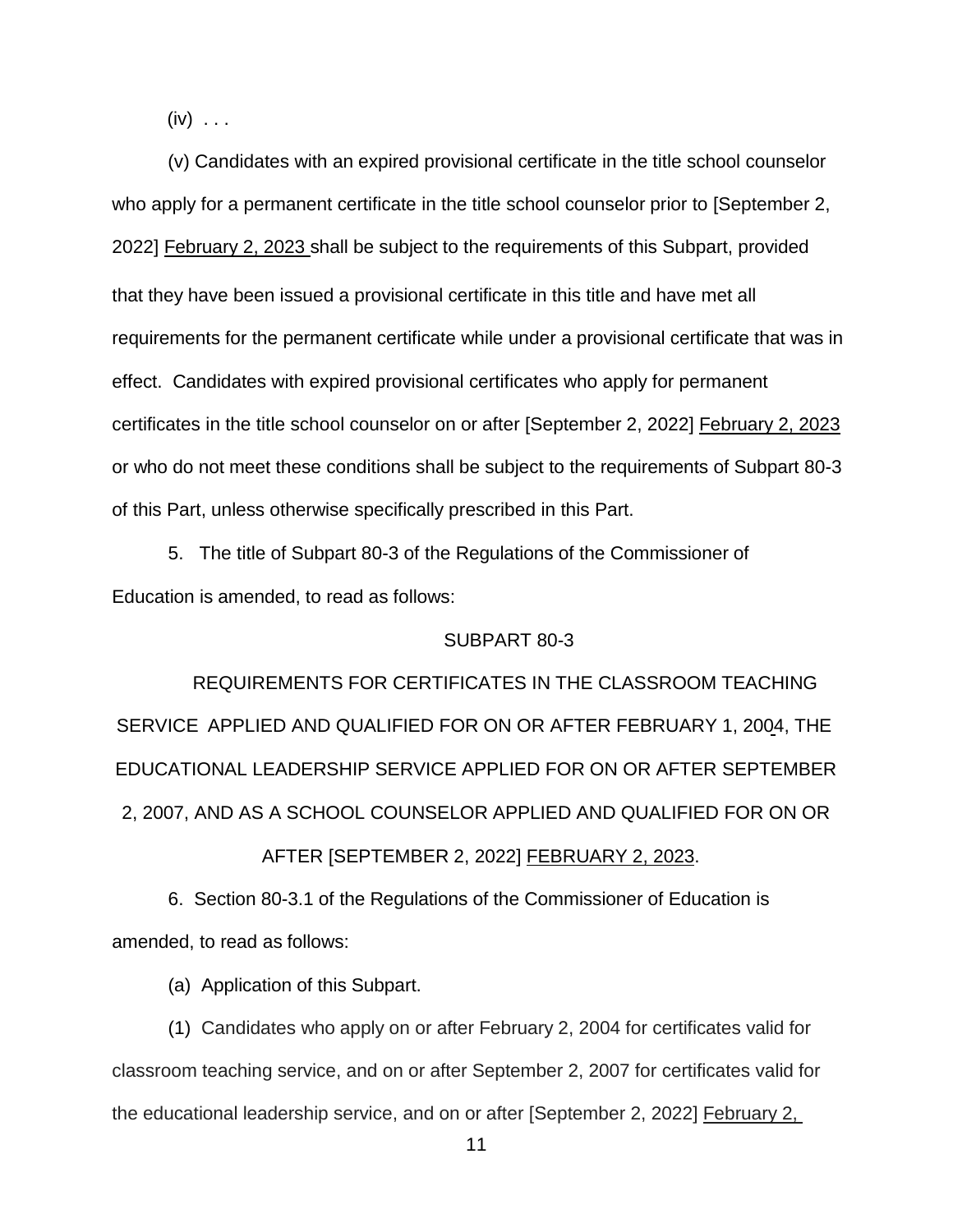(iv) . . .

(v) Candidates with an expired provisional certificate in the title school counselor who apply for a permanent certificate in the title school counselor prior to [September 2, 2022] <u>February 2, 2023</u> shall be subject to the requirements of this Subpart, provided that they have been issued a provisional certificate in this title and have met all requirements for the permanent certificate while under a provisional certificate that was in effect. Candidates with expired provisional certificates who apply for permanent certificates in the title school counselor on or after [September 2, 2022] <u>February 2, 2023</u> or who do not meet these conditions shall be subject to the requirements of Subpart 80-3 of this Part, unless otherwise specifically prescribed in this Part.

5. The title of Subpart 80-3 of the Regulations of the Commissioner of Education is amended, to read as follows:

SUBPART 80-3

REQUIREMENTS FOR CERTIFICATES IN THE CLASSROOM TEACHING SERVICE APPLIED AND QUALIFIED FOR ON OR AFTER FEBRUARY 1, 2004, THE EDUCATIONAL LEADERSHIP SERVICE APPLIED FOR ON OR AFTER SEPTEMBER 2, 2007, AND AS A SCHOOL COUNSELOR APPLIED AND QUALIFIED FOR ON OR AFTER [SEPTEMBER 2, 2022] <u>FEBRUARY 2, 2023</u>.

6. Section 80-3.1 of the Regulations of the Commissioner of Education is amended, to read as follows:

(a) Application of this Subpart.

(1) Candidates who apply on or after February 2, 2004 for certificates valid for classroom teaching service, and on or after September 2, 2007 for certificates valid for the educational leadership service, and on or after [September 2, 2022] <u>February 2,</u>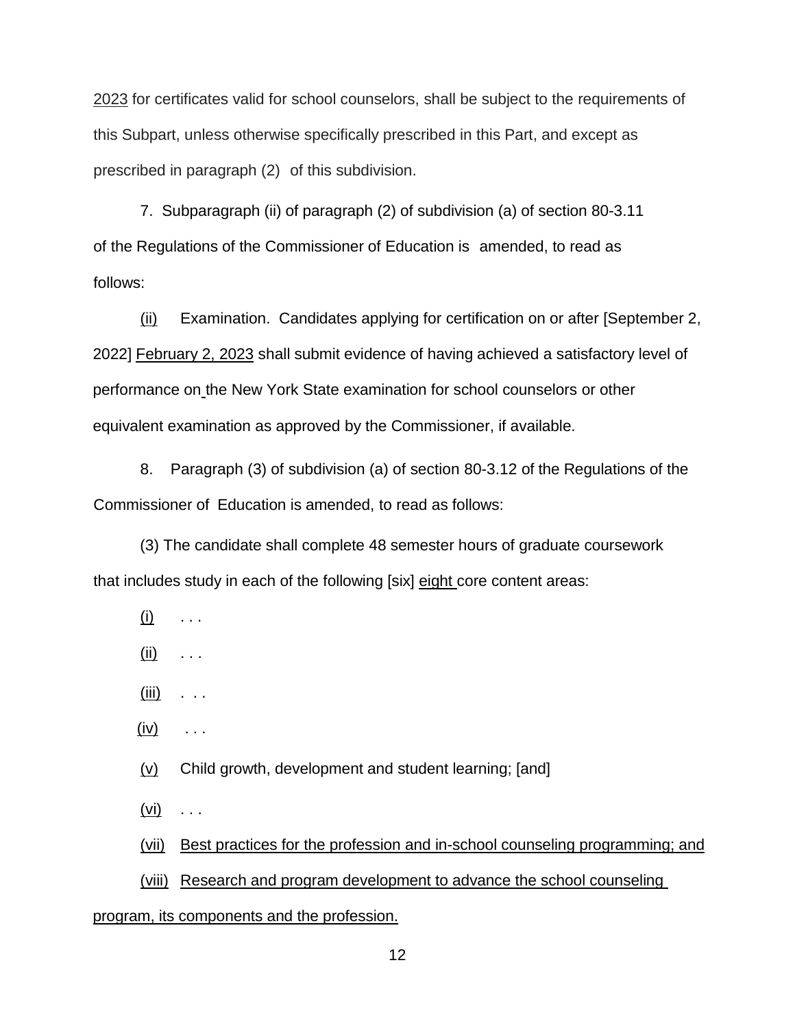2023 for certificates valid for school counselors, shall be subject to the requirements of this Subpart, unless otherwise specifically prescribed in this Part, and except as prescribed in paragraph (2) of this subdivision.

7. Subparagraph (ii) of paragraph (2) of subdivision (a) of section 80-3.11 of the Regulations of the Commissioner of Education is amended, to read as follows:

(ii) Examination. Candidates applying for certification on or after [September 2, 2022] February 2, 2023 shall submit evidence of having achieved a satisfactory level of performance on the New York State examination for school counselors or other equivalent examination as approved by the Commissioner, if available.

8. Paragraph (3) of subdivision (a) of section 80-3.12 of the Regulations of the Commissioner of Education is amended, to read as follows:

(3) The candidate shall complete 48 semester hours of graduate coursework that includes study in each of the following [six] eight core content areas:

(i) . . .

(ii) . . .

(iii) . . .

(iv) . . .

(v) Child growth, development and student learning; [and]

(vi) . . .

(vii) Best practices for the profession and in-school counseling programming; and

(viii) Research and program development to advance the school counseling program, its components and the profession.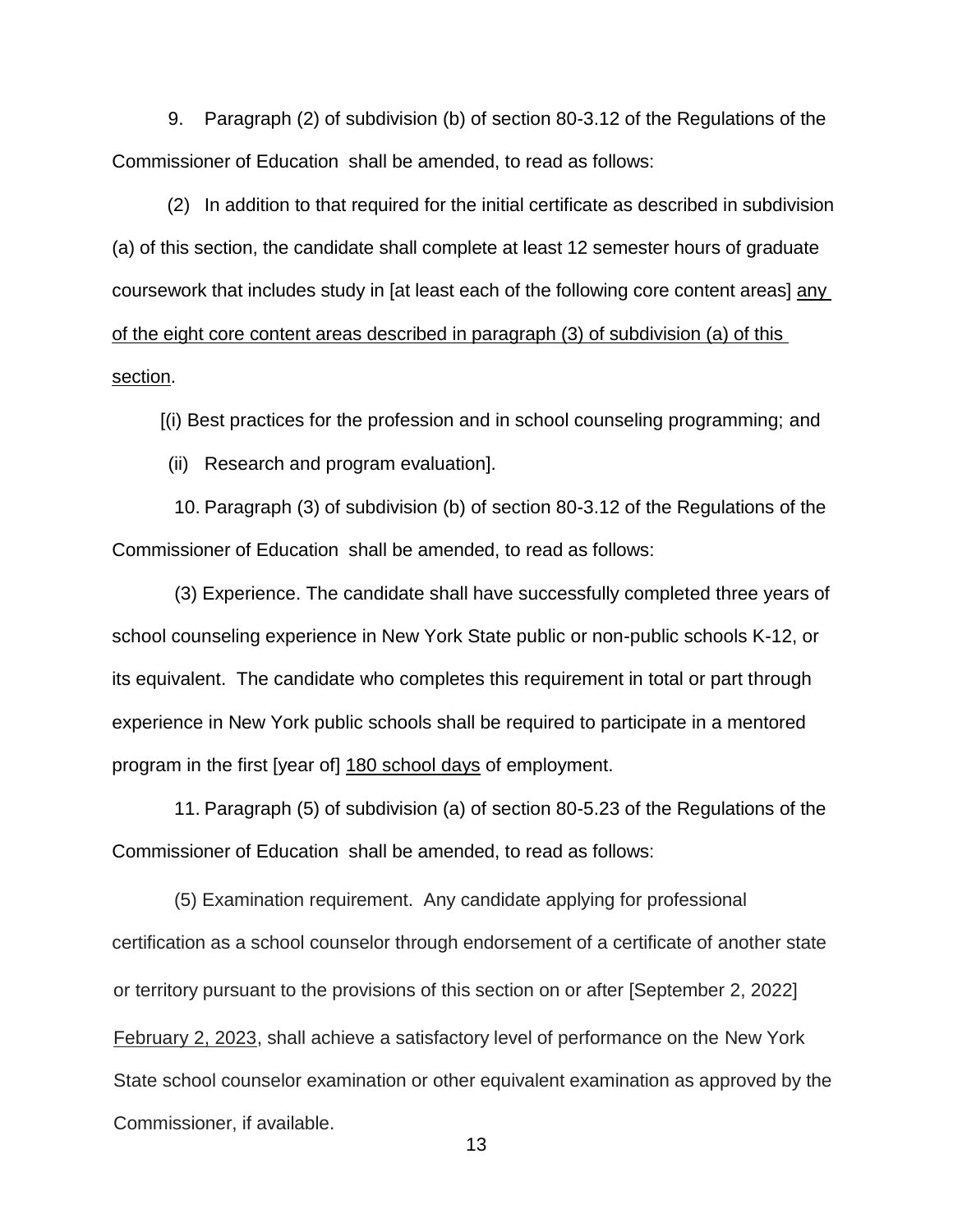9. Paragraph (2) of subdivision (b) of section 80-3.12 of the Regulations of the Commissioner of Education shall be amended, to read as follows:

(2) In addition to that required for the initial certificate as described in subdivision (a) of this section, the candidate shall complete at least 12 semester hours of graduate coursework that includes study in [at least each of the following core content areas] <u>any of the eight core content areas described in paragraph (3) of subdivision (a) of this section</u>.

[(i) Best practices for the profession and in school counseling programming; and

(ii) Research and program evaluation].

10. Paragraph (3) of subdivision (b) of section 80-3.12 of the Regulations of the Commissioner of Education shall be amended, to read as follows:

(3) Experience. The candidate shall have successfully completed three years of school counseling experience in New York State public or non-public schools K-12, or its equivalent. The candidate who completes this requirement in total or part through experience in New York public schools shall be required to participate in a mentored program in the first [year of] <u>180 school days</u> of employment.

11. Paragraph (5) of subdivision (a) of section 80-5.23 of the Regulations of the Commissioner of Education shall be amended, to read as follows:

(5) Examination requirement. Any candidate applying for professional certification as a school counselor through endorsement of a certificate of another state or territory pursuant to the provisions of this section on or after [September 2, 2022] <u>February 2, 2023</u>, shall achieve a satisfactory level of performance on the New York State school counselor examination or other equivalent examination as approved by the Commissioner, if available.